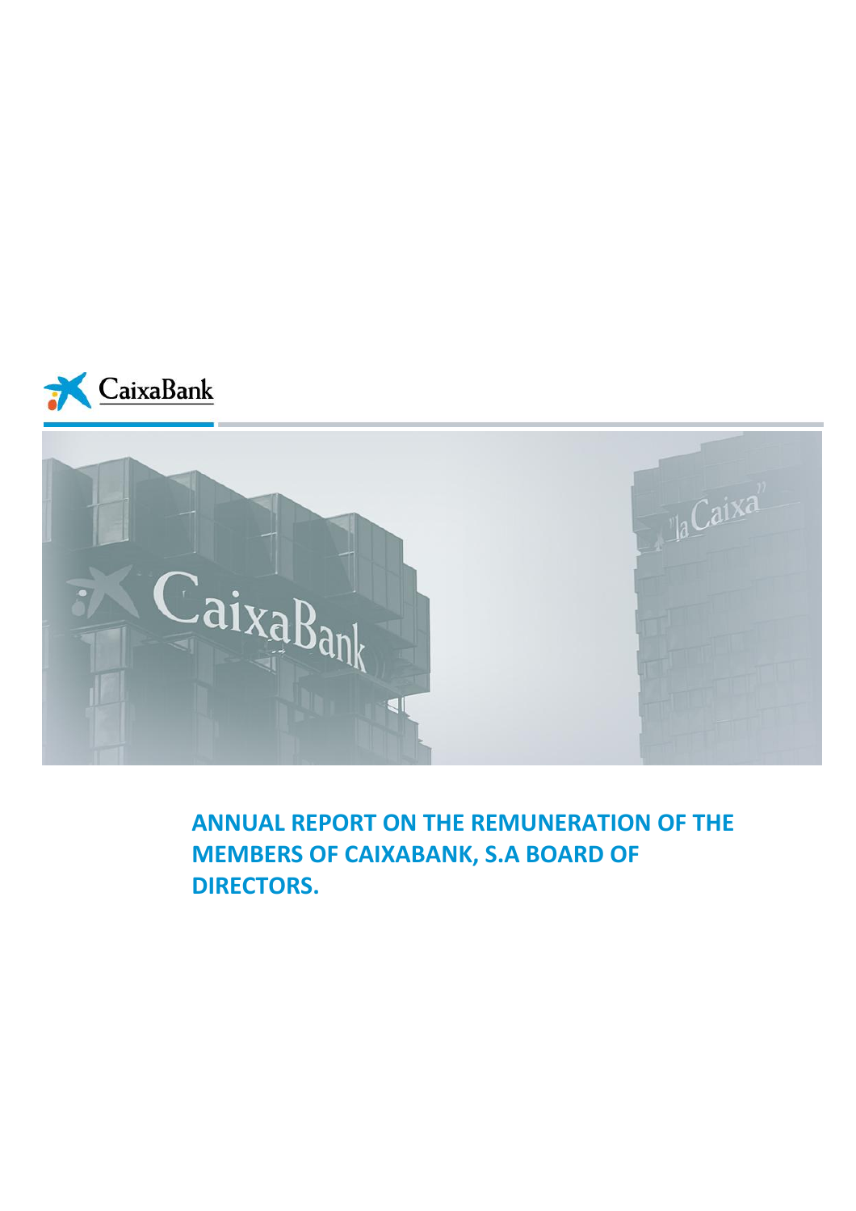# ANNUAL REPORT ON THE REMUNERATION OF THE MEMBERS OF CAIXABANK, S.A BOARD OF DIRECTORS.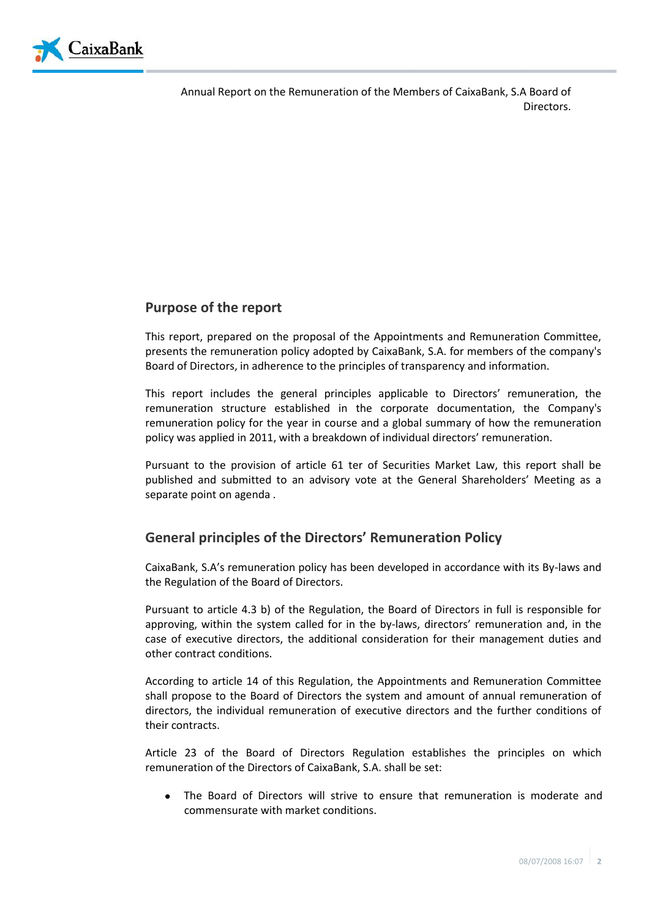## Purpose of the report

This report, prepared on the proposal of the Appointments and Remuneration Committee, presents the remuneration policy adopted by CaixaBank, S.A. for members of the company's Board of Directors, in adherence to the principles of transparency and information.

This report includes the general principles applicable to Directors' remuneration, the remuneration structure established in the corporate documentation, the Company's remuneration policy for the year in course and a global summary of how the remuneration policy was applied in 2011, with a breakdown of individual directors' remuneration.

Pursuant to the provision of article 61 ter of Securities Market Law, this report shall be published and submitted to an advisory vote at the General Shareholders' Meeting as a separate point on agenda .

## General principles of the Directors' Remuneration Policy

CaixaBank, S.A's remuneration policy has been developed in accordance with its By-laws and the Regulation of the Board of Directors.

Pursuant to article 4.3 b) of the Regulation, the Board of Directors in full is responsible for approving, within the system called for in the by-laws, directors' remuneration and, in the case of executive directors, the additional consideration for their management duties and other contract conditions.

According to article 14 of this Regulation, the Appointments and Remuneration Committee shall propose to the Board of Directors the system and amount of annual remuneration of directors, the individual remuneration of executive directors and the further conditions of their contracts.

Article 23 of the Board of Directors Regulation establishes the principles on which remuneration of the Directors of CaixaBank, S.A. shall be set:

- The Board of Directors will strive to ensure that remuneration is moderate and commensurate with market conditions.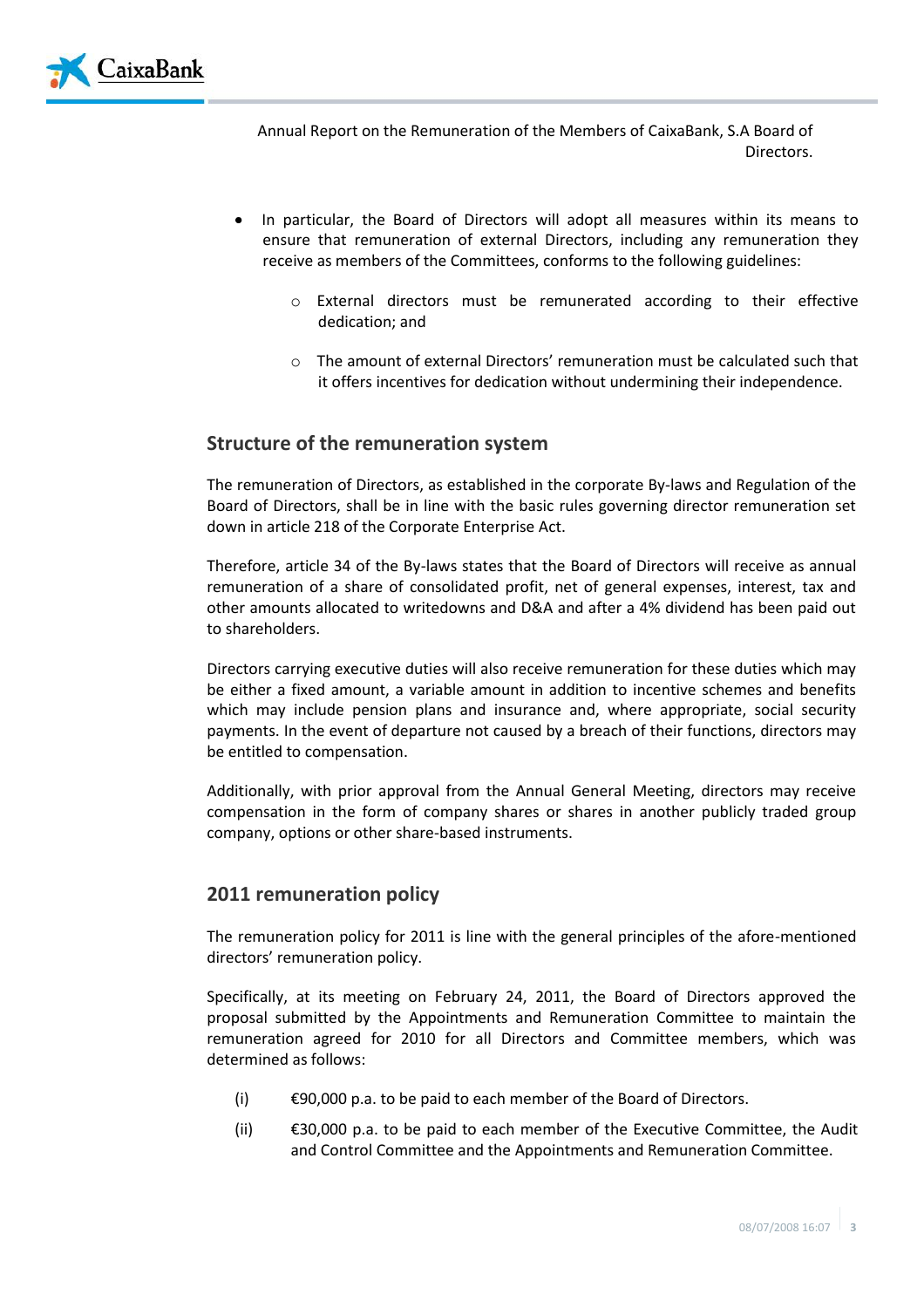- In particular, the Board of Directors will adopt all measures within its means to ensure that remuneration of external Directors, including any remuneration they receive as members of the Committees, conforms to the following guidelines:
    - External directors must be remunerated according to their effective dedication; and
    - The amount of external Directors' remuneration must be calculated such that it offers incentives for dedication without undermining their independence.

## Structure of the remuneration system

The remuneration of Directors, as established in the corporate By-laws and Regulation of the Board of Directors, shall be in line with the basic rules governing director remuneration set down in article 218 of the Corporate Enterprise Act.

Therefore, article 34 of the By-laws states that the Board of Directors will receive as annual remuneration of a share of consolidated profit, net of general expenses, interest, tax and other amounts allocated to writedowns and D&A and after a 4% dividend has been paid out to shareholders.

Directors carrying executive duties will also receive remuneration for these duties which may be either a fixed amount, a variable amount in addition to incentive schemes and benefits which may include pension plans and insurance and, where appropriate, social security payments. In the event of departure not caused by a breach of their functions, directors may be entitled to compensation.

Additionally, with prior approval from the Annual General Meeting, directors may receive compensation in the form of company shares or shares in another publicly traded group company, options or other share-based instruments.

## 2011 remuneration policy

The remuneration policy for 2011 is line with the general principles of the afore-mentioned directors' remuneration policy.

Specifically, at its meeting on February 24, 2011, the Board of Directors approved the proposal submitted by the Appointments and Remuneration Committee to maintain the remuneration agreed for 2010 for all Directors and Committee members, which was determined as follows:

(i) €90,000 p.a. to be paid to each member of the Board of Directors.

(ii) €30,000 p.a. to be paid to each member of the Executive Committee, the Audit and Control Committee and the Appointments and Remuneration Committee.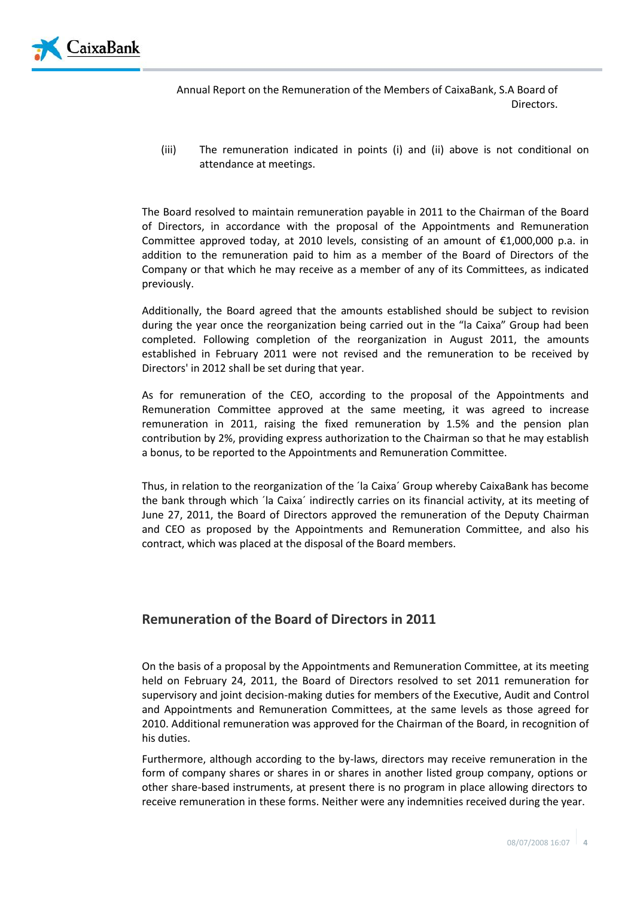(iii) The remuneration indicated in points (i) and (ii) above is not conditional on attendance at meetings.

The Board resolved to maintain remuneration payable in 2011 to the Chairman of the Board of Directors, in accordance with the proposal of the Appointments and Remuneration Committee approved today, at 2010 levels, consisting of an amount of €1,000,000 p.a. in addition to the remuneration paid to him as a member of the Board of Directors of the Company or that which he may receive as a member of any of its Committees, as indicated previously.

Additionally, the Board agreed that the amounts established should be subject to revision during the year once the reorganization being carried out in the "la Caixa" Group had been completed. Following completion of the reorganization in August 2011, the amounts established in February 2011 were not revised and the remuneration to be received by Directors' in 2012 shall be set during that year.

As for remuneration of the CEO, according to the proposal of the Appointments and Remuneration Committee approved at the same meeting, it was agreed to increase remuneration in 2011, raising the fixed remuneration by 1.5% and the pension plan contribution by 2%, providing express authorization to the Chairman so that he may establish a bonus, to be reported to the Appointments and Remuneration Committee.

Thus, in relation to the reorganization of the ´la Caixa´ Group whereby CaixaBank has become the bank through which ´la Caixa´ indirectly carries on its financial activity, at its meeting of June 27, 2011, the Board of Directors approved the remuneration of the Deputy Chairman and CEO as proposed by the Appointments and Remuneration Committee, and also his contract, which was placed at the disposal of the Board members.

## Remuneration of the Board of Directors in 2011

On the basis of a proposal by the Appointments and Remuneration Committee, at its meeting held on February 24, 2011, the Board of Directors resolved to set 2011 remuneration for supervisory and joint decision-making duties for members of the Executive, Audit and Control and Appointments and Remuneration Committees, at the same levels as those agreed for 2010. Additional remuneration was approved for the Chairman of the Board, in recognition of his duties.

Furthermore, although according to the by-laws, directors may receive remuneration in the form of company shares or shares in or shares in another listed group company, options or other share-based instruments, at present there is no program in place allowing directors to receive remuneration in these forms. Neither were any indemnities received during the year.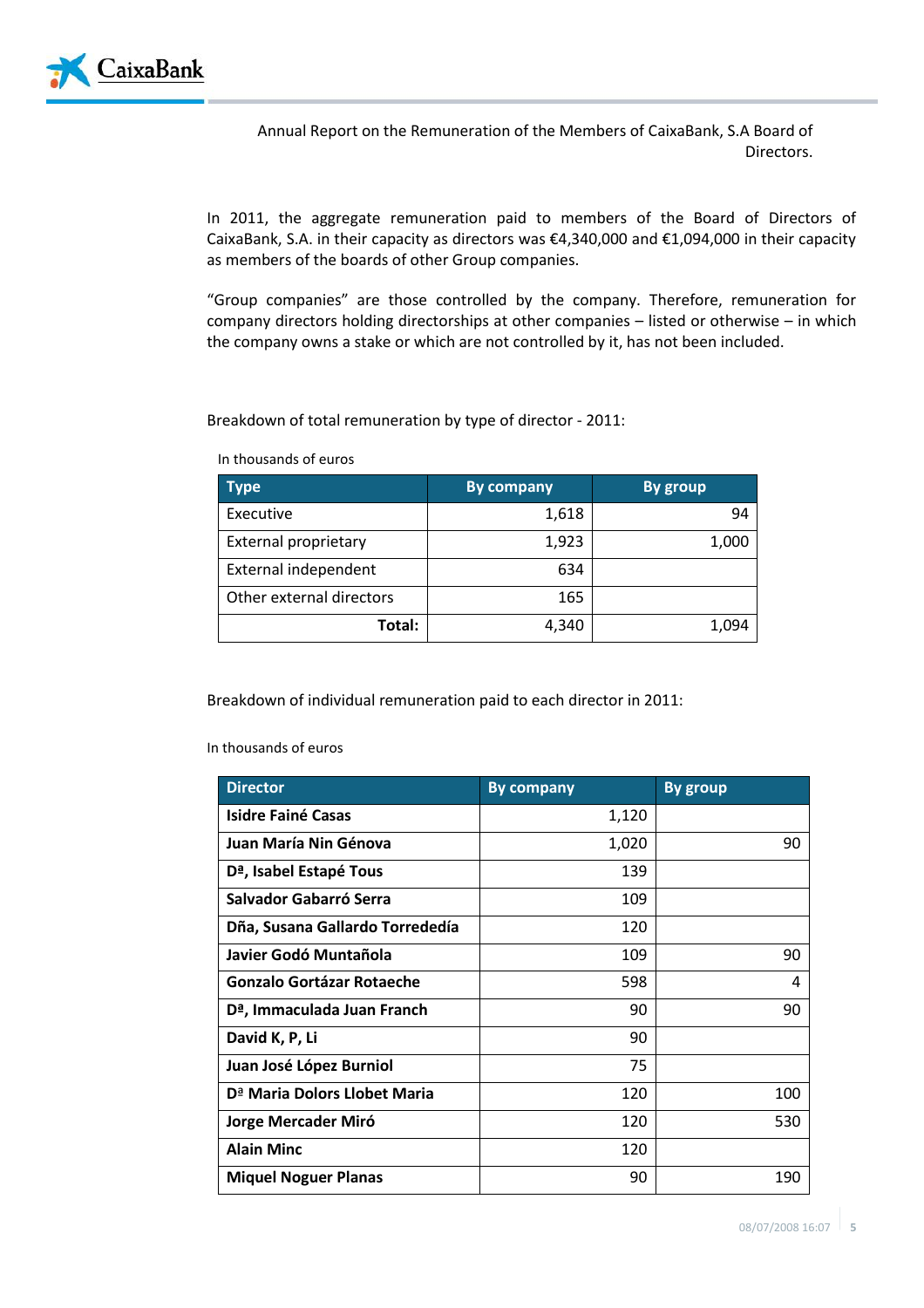Annual Report on the Remuneration of the Members of CaixaBank, S.A Board of Directors.

In 2011, the aggregate remuneration paid to members of the Board of Directors of CaixaBank, S.A. in their capacity as directors was €4,340,000 and €1,094,000 in their capacity as members of the boards of other Group companies.

"Group companies" are those controlled by the company. Therefore, remuneration for company directors holding directorships at other companies – listed or otherwise – in which the company owns a stake or which are not controlled by it, has not been included.

Breakdown of total remuneration by type of director - 2011:

In thousands of euros

| Type | By company | By group |
|---|---|---|
| Executive | 1,618 | 94 |
| External proprietary | 1,923 | 1,000 |
| External independent | 634 | |
| Other external directors | 165 | |
| **Total:** | 4,340 | 1,094 |

Breakdown of individual remuneration paid to each director in 2011:

In thousands of euros

| Director | By company | By group |
|---|---|---|
| **Isidre Fainé Casas** | 1,120 | |
| **Juan María Nin Génova** | 1,020 | 90 |
| **Dª, Isabel Estapé Tous** | 139 | |
| **Salvador Gabarró Serra** | 109 | |
| **Dña, Susana Gallardo Torrededía** | 120 | |
| **Javier Godó Muntañola** | 109 | 90 |
| **Gonzalo Gortázar Rotaeche** | 598 | 4 |
| **Dª, Immaculada Juan Franch** | 90 | 90 |
| **David K, P, Li** | 90 | |
| **Juan José López Burniol** | 75 | |
| **Dª Maria Dolors Llobet Maria** | 120 | 100 |
| **Jorge Mercader Miró** | 120 | 530 |
| **Alain Minc** | 120 | |
| **Miquel Noguer Planas** | 90 | 190 |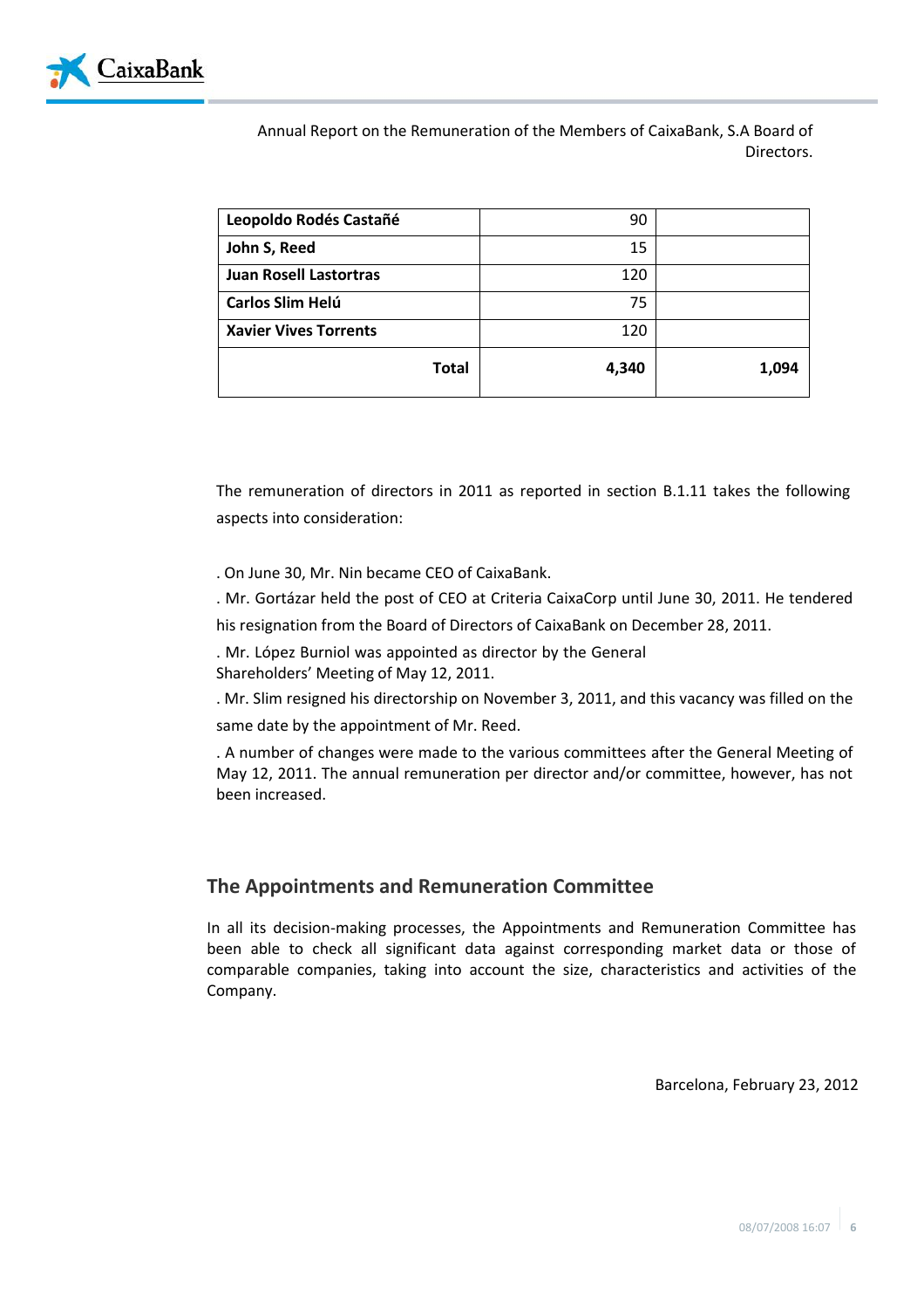| | | |
|---|---|---|
| **Leopoldo Rodés Castañé** | 90 | |
| **John S, Reed** | 15 | |
| **Juan Rosell Lastortras** | 120 | |
| **Carlos Slim Helú** | 75 | |
| **Xavier Vives Torrents** | 120 | |
| **Total** | **4,340** | **1,094** |

The remuneration of directors in 2011 as reported in section B.1.11 takes the following aspects into consideration:

. On June 30, Mr. Nin became CEO of CaixaBank.

. Mr. Gortázar held the post of CEO at Criteria CaixaCorp until June 30, 2011. He tendered his resignation from the Board of Directors of CaixaBank on December 28, 2011.

. Mr. López Burniol was appointed as director by the General Shareholders' Meeting of May 12, 2011.

. Mr. Slim resigned his directorship on November 3, 2011, and this vacancy was filled on the same date by the appointment of Mr. Reed.

. A number of changes were made to the various committees after the General Meeting of May 12, 2011. The annual remuneration per director and/or committee, however, has not been increased.

## The Appointments and Remuneration Committee

In all its decision-making processes, the Appointments and Remuneration Committee has been able to check all significant data against corresponding market data or those of comparable companies, taking into account the size, characteristics and activities of the Company.

Barcelona, February 23, 2012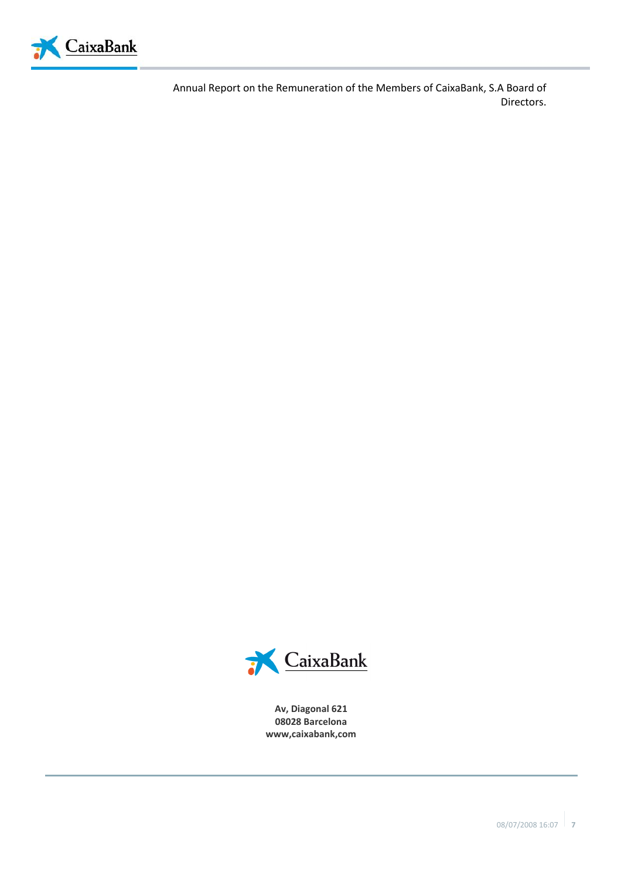Annual Report on the Remuneration of the Members of CaixaBank, S.A Board of Directors.

CaixaBank

**Av, Diagonal 621**
**08028 Barcelona**
**www,caixabank,com**